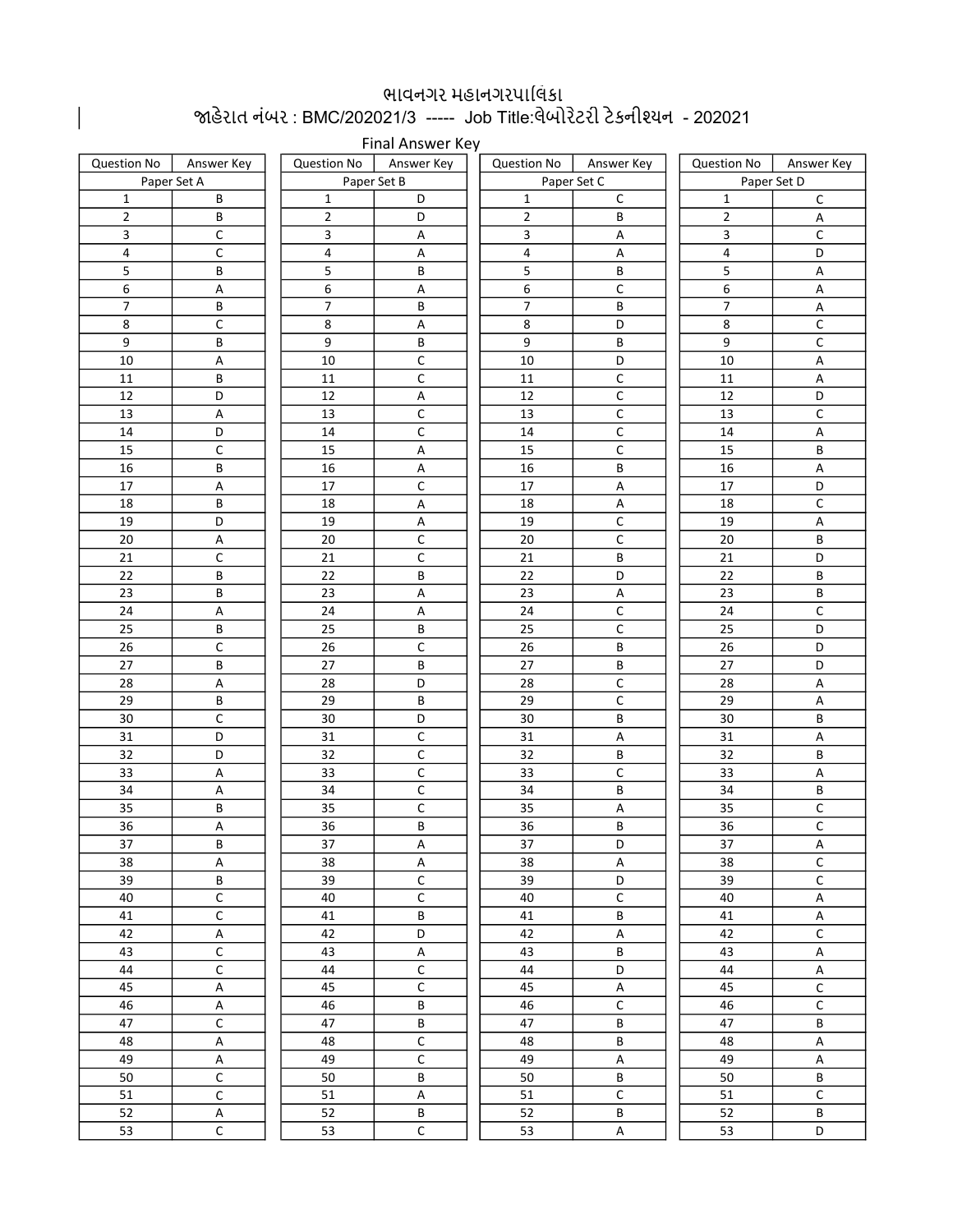# ભાવનગર મહાનગરપાલિકા

## જાહેરાત નંબર : BMC/202021/3 ----- Job Title:લેબોરેટરી ટેકનીશ્યન - 202021

### Final Answer Key

| Question No | Answer Key | Question No | Answer Key | Question No | Answer Key | Question No | Answer Key |
|---|---|---|---|---|---|---|---|
| Paper Set A | | Paper Set B | | Paper Set C | | Paper Set D | |
| 1 | B | 1 | D | 1 | C | 1 | C |
| 2 | B | 2 | D | 2 | B | 2 | A |
| 3 | C | 3 | A | 3 | A | 3 | C |
| 4 | C | 4 | A | 4 | A | 4 | D |
| 5 | B | 5 | B | 5 | B | 5 | A |
| 6 | A | 6 | A | 6 | C | 6 | A |
| 7 | B | 7 | B | 7 | B | 7 | A |
| 8 | C | 8 | A | 8 | D | 8 | C |
| 9 | B | 9 | B | 9 | B | 9 | C |
| 10 | A | 10 | C | 10 | D | 10 | A |
| 11 | B | 11 | C | 11 | C | 11 | A |
| 12 | D | 12 | A | 12 | C | 12 | D |
| 13 | A | 13 | C | 13 | C | 13 | C |
| 14 | D | 14 | C | 14 | C | 14 | A |
| 15 | C | 15 | A | 15 | C | 15 | B |
| 16 | B | 16 | A | 16 | B | 16 | A |
| 17 | A | 17 | C | 17 | A | 17 | D |
| 18 | B | 18 | A | 18 | A | 18 | C |
| 19 | D | 19 | A | 19 | C | 19 | A |
| 20 | A | 20 | C | 20 | C | 20 | B |
| 21 | C | 21 | C | 21 | B | 21 | D |
| 22 | B | 22 | B | 22 | D | 22 | B |
| 23 | B | 23 | A | 23 | A | 23 | B |
| 24 | A | 24 | A | 24 | C | 24 | C |
| 25 | B | 25 | B | 25 | C | 25 | D |
| 26 | C | 26 | C | 26 | B | 26 | D |
| 27 | B | 27 | B | 27 | B | 27 | D |
| 28 | A | 28 | D | 28 | C | 28 | A |
| 29 | B | 29 | B | 29 | C | 29 | A |
| 30 | C | 30 | D | 30 | B | 30 | B |
| 31 | D | 31 | C | 31 | A | 31 | A |
| 32 | D | 32 | C | 32 | B | 32 | B |
| 33 | A | 33 | C | 33 | C | 33 | A |
| 34 | A | 34 | C | 34 | B | 34 | B |
| 35 | B | 35 | C | 35 | A | 35 | C |
| 36 | A | 36 | B | 36 | B | 36 | C |
| 37 | B | 37 | A | 37 | D | 37 | A |
| 38 | A | 38 | A | 38 | A | 38 | C |
| 39 | B | 39 | C | 39 | D | 39 | C |
| 40 | C | 40 | C | 40 | C | 40 | A |
| 41 | C | 41 | B | 41 | B | 41 | A |
| 42 | A | 42 | D | 42 | A | 42 | C |
| 43 | C | 43 | A | 43 | B | 43 | A |
| 44 | C | 44 | C | 44 | D | 44 | A |
| 45 | A | 45 | C | 45 | A | 45 | C |
| 46 | A | 46 | B | 46 | C | 46 | C |
| 47 | C | 47 | B | 47 | B | 47 | B |
| 48 | A | 48 | C | 48 | B | 48 | A |
| 49 | A | 49 | C | 49 | A | 49 | A |
| 50 | C | 50 | B | 50 | B | 50 | B |
| 51 | C | 51 | A | 51 | C | 51 | C |
| 52 | A | 52 | B | 52 | B | 52 | B |
| 53 | C | 53 | C | 53 | A | 53 | D |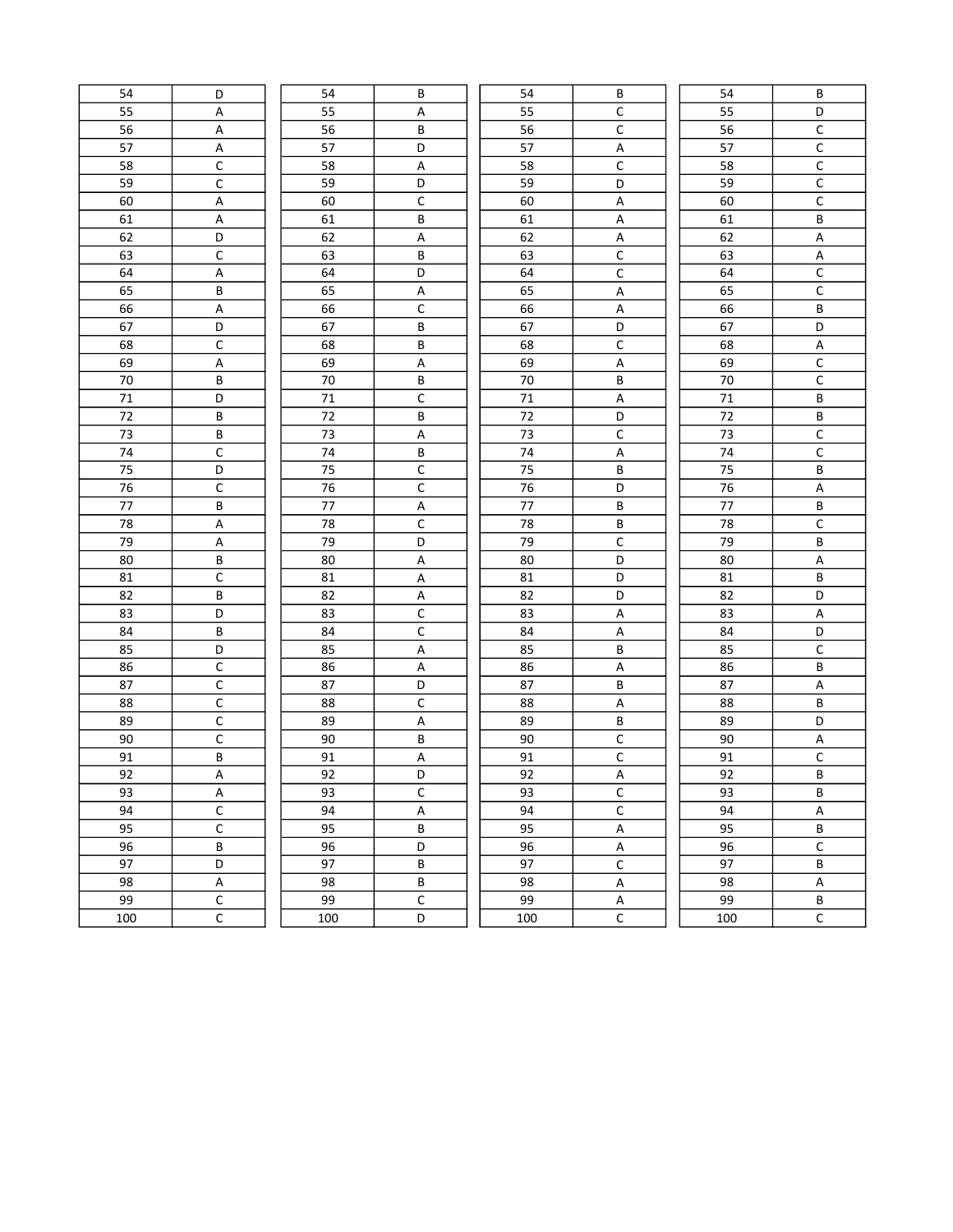| | |
|---|---|
| 54 | D |
| 55 | A |
| 56 | A |
| 57 | A |
| 58 | C |
| 59 | C |
| 60 | A |
| 61 | A |
| 62 | D |
| 63 | C |
| 64 | A |
| 65 | B |
| 66 | A |
| 67 | D |
| 68 | C |
| 69 | A |
| 70 | B |
| 71 | D |
| 72 | B |
| 73 | B |
| 74 | C |
| 75 | D |
| 76 | C |
| 77 | B |
| 78 | A |
| 79 | A |
| 80 | B |
| 81 | C |
| 82 | B |
| 83 | D |
| 84 | B |
| 85 | D |
| 86 | C |
| 87 | C |
| 88 | C |
| 89 | C |
| 90 | C |
| 91 | B |
| 92 | A |
| 93 | A |
| 94 | C |
| 95 | C |
| 96 | B |
| 97 | D |
| 98 | A |
| 99 | C |
| 100 | C |

| | |
|---|---|
| 54 | B |
| 55 | A |
| 56 | B |
| 57 | D |
| 58 | A |
| 59 | D |
| 60 | C |
| 61 | B |
| 62 | A |
| 63 | B |
| 64 | D |
| 65 | A |
| 66 | C |
| 67 | B |
| 68 | B |
| 69 | A |
| 70 | B |
| 71 | C |
| 72 | B |
| 73 | A |
| 74 | B |
| 75 | C |
| 76 | C |
| 77 | A |
| 78 | C |
| 79 | D |
| 80 | A |
| 81 | A |
| 82 | A |
| 83 | C |
| 84 | C |
| 85 | A |
| 86 | A |
| 87 | D |
| 88 | C |
| 89 | A |
| 90 | B |
| 91 | A |
| 92 | D |
| 93 | C |
| 94 | A |
| 95 | B |
| 96 | D |
| 97 | B |
| 98 | B |
| 99 | C |
| 100 | D |

| | |
|---|---|
| 54 | B |
| 55 | C |
| 56 | C |
| 57 | A |
| 58 | C |
| 59 | D |
| 60 | A |
| 61 | A |
| 62 | A |
| 63 | C |
| 64 | C |
| 65 | A |
| 66 | A |
| 67 | D |
| 68 | C |
| 69 | A |
| 70 | B |
| 71 | A |
| 72 | D |
| 73 | C |
| 74 | A |
| 75 | B |
| 76 | D |
| 77 | B |
| 78 | B |
| 79 | C |
| 80 | D |
| 81 | D |
| 82 | D |
| 83 | A |
| 84 | A |
| 85 | B |
| 86 | A |
| 87 | B |
| 88 | A |
| 89 | B |
| 90 | C |
| 91 | C |
| 92 | A |
| 93 | C |
| 94 | C |
| 95 | A |
| 96 | A |
| 97 | C |
| 98 | A |
| 99 | A |
| 100 | C |

| | |
|---|---|
| 54 | B |
| 55 | D |
| 56 | C |
| 57 | C |
| 58 | C |
| 59 | C |
| 60 | C |
| 61 | B |
| 62 | A |
| 63 | A |
| 64 | C |
| 65 | C |
| 66 | B |
| 67 | D |
| 68 | A |
| 69 | C |
| 70 | C |
| 71 | B |
| 72 | B |
| 73 | C |
| 74 | C |
| 75 | B |
| 76 | A |
| 77 | B |
| 78 | C |
| 79 | B |
| 80 | A |
| 81 | B |
| 82 | D |
| 83 | A |
| 84 | D |
| 85 | C |
| 86 | B |
| 87 | A |
| 88 | B |
| 89 | D |
| 90 | A |
| 91 | C |
| 92 | B |
| 93 | B |
| 94 | A |
| 95 | B |
| 96 | C |
| 97 | B |
| 98 | A |
| 99 | B |
| 100 | C |